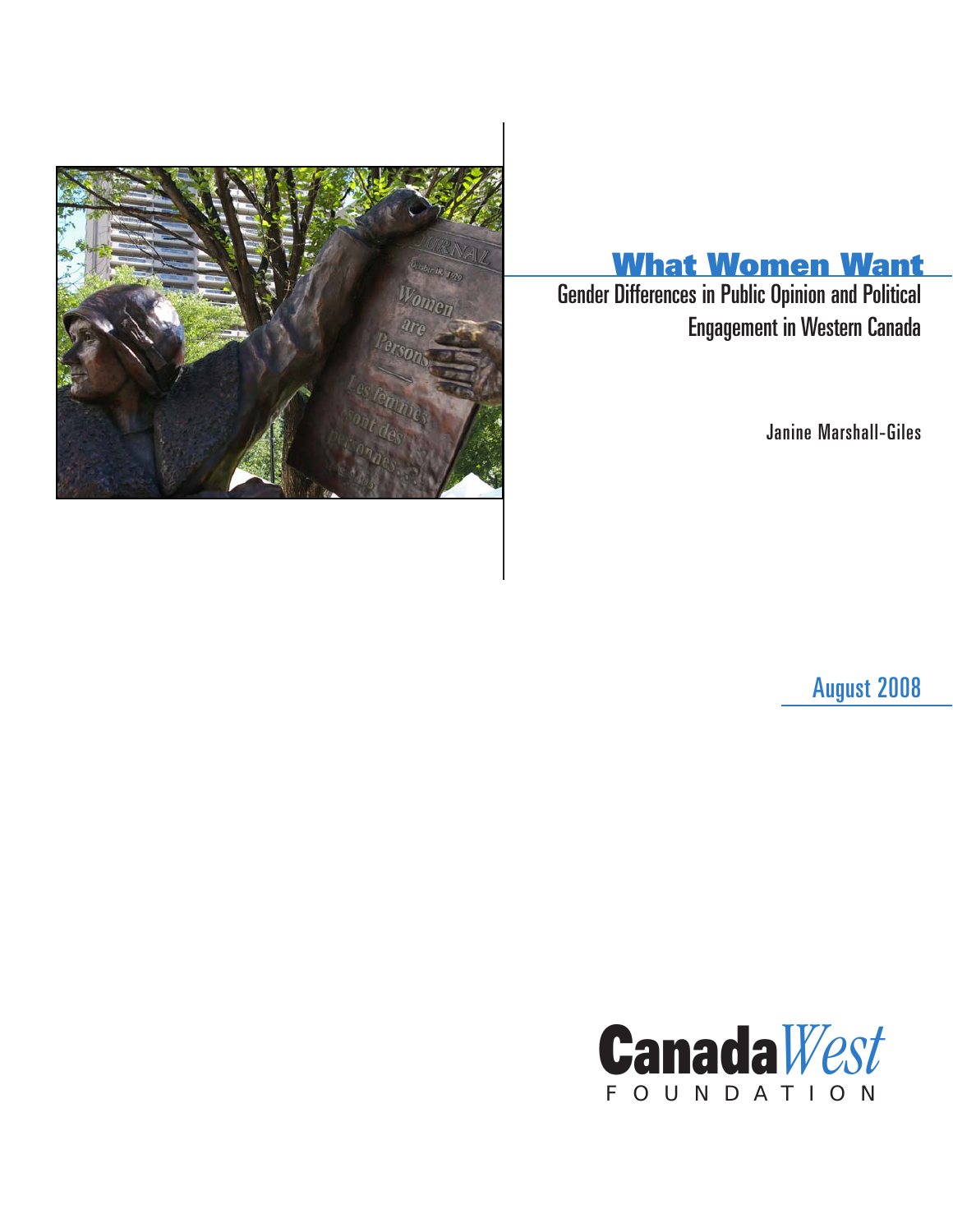# What Women Want

## Gender Differences in Public Opinion and Political Engagement in Western Canada

Janine Marshall-Giles

August 2008

Canada West FOUNDATION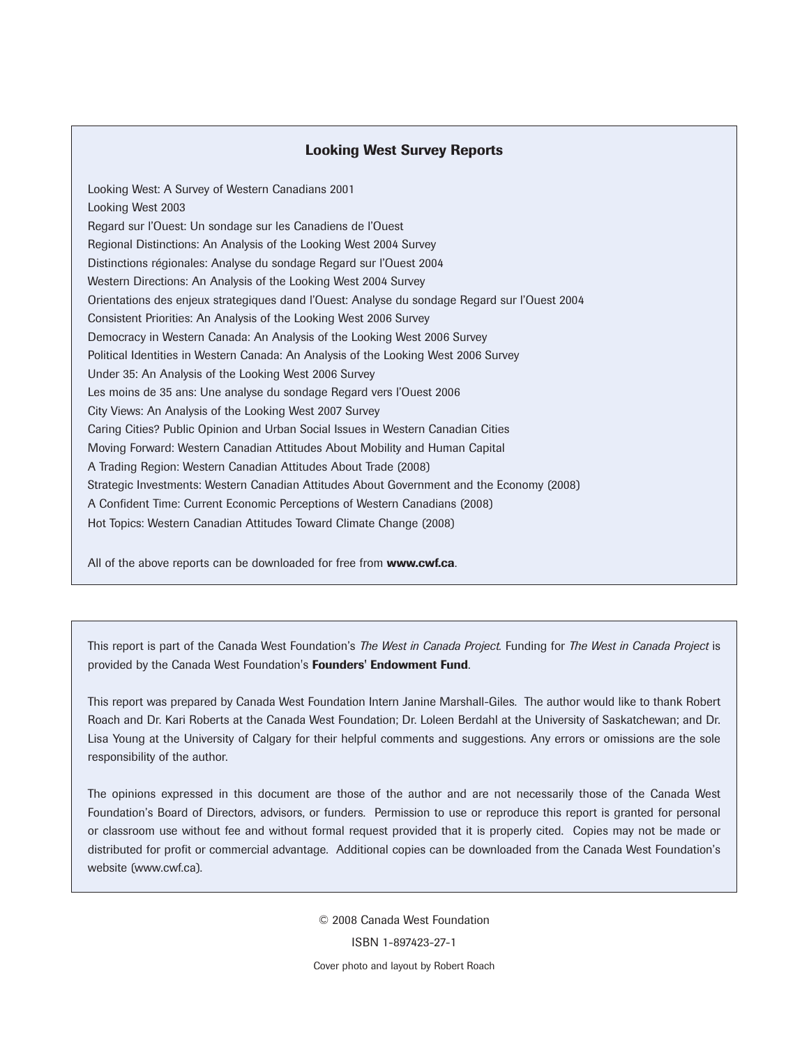## Looking West Survey Reports

Looking West: A Survey of Western Canadians 2001
Looking West 2003
Regard sur l'Ouest: Un sondage sur les Canadiens de l'Ouest
Regional Distinctions: An Analysis of the Looking West 2004 Survey
Distinctions régionales: Analyse du sondage Regard sur l'Ouest 2004
Western Directions: An Analysis of the Looking West 2004 Survey
Orientations des enjeux strategiques dand l'Ouest: Analyse du sondage Regard sur l'Ouest 2004
Consistent Priorities: An Analysis of the Looking West 2006 Survey
Democracy in Western Canada: An Analysis of the Looking West 2006 Survey
Political Identities in Western Canada: An Analysis of the Looking West 2006 Survey
Under 35: An Analysis of the Looking West 2006 Survey
Les moins de 35 ans: Une analyse du sondage Regard vers l'Ouest 2006
City Views: An Analysis of the Looking West 2007 Survey
Caring Cities? Public Opinion and Urban Social Issues in Western Canadian Cities
Moving Forward: Western Canadian Attitudes About Mobility and Human Capital
A Trading Region: Western Canadian Attitudes About Trade (2008)
Strategic Investments: Western Canadian Attitudes About Government and the Economy (2008)
A Confident Time: Current Economic Perceptions of Western Canadians (2008)
Hot Topics: Western Canadian Attitudes Toward Climate Change (2008)

All of the above reports can be downloaded for free from **www.cwf.ca**.

This report is part of the Canada West Foundation's *The West in Canada Project.* Funding for *The West in Canada Project* is provided by the Canada West Foundation's **Founders' Endowment Fund**.

This report was prepared by Canada West Foundation Intern Janine Marshall-Giles. The author would like to thank Robert Roach and Dr. Kari Roberts at the Canada West Foundation; Dr. Loleen Berdahl at the University of Saskatchewan; and Dr. Lisa Young at the University of Calgary for their helpful comments and suggestions. Any errors or omissions are the sole responsibility of the author.

The opinions expressed in this document are those of the author and are not necessarily those of the Canada West Foundation's Board of Directors, advisors, or funders. Permission to use or reproduce this report is granted for personal or classroom use without fee and without formal request provided that it is properly cited. Copies may not be made or distributed for profit or commercial advantage. Additional copies can be downloaded from the Canada West Foundation's website (www.cwf.ca).

© 2008 Canada West Foundation

ISBN 1-897423-27-1

Cover photo and layout by Robert Roach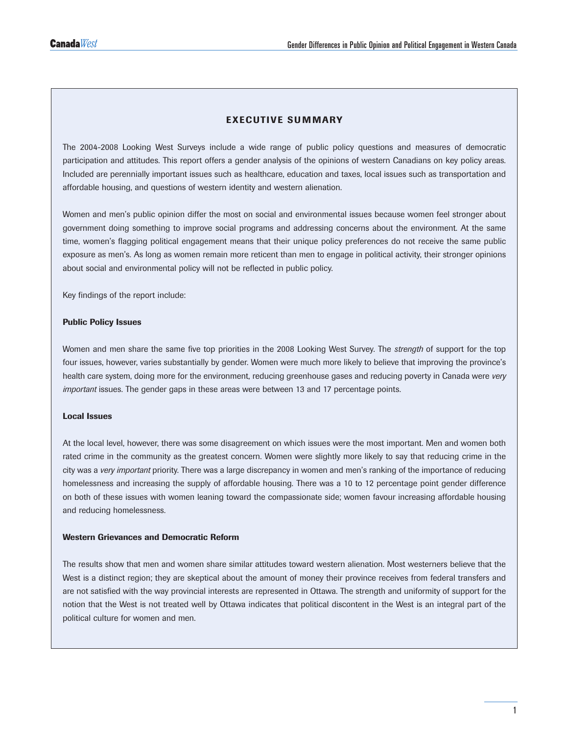## EXECUTIVE SUMMARY

The 2004-2008 Looking West Surveys include a wide range of public policy questions and measures of democratic participation and attitudes. This report offers a gender analysis of the opinions of western Canadians on key policy areas. Included are perennially important issues such as healthcare, education and taxes, local issues such as transportation and affordable housing, and questions of western identity and western alienation.

Women and men's public opinion differ the most on social and environmental issues because women feel stronger about government doing something to improve social programs and addressing concerns about the environment. At the same time, women's flagging political engagement means that their unique policy preferences do not receive the same public exposure as men's. As long as women remain more reticent than men to engage in political activity, their stronger opinions about social and environmental policy will not be reflected in public policy.

Key findings of the report include:

### Public Policy Issues

Women and men share the same five top priorities in the 2008 Looking West Survey. The *strength* of support for the top four issues, however, varies substantially by gender. Women were much more likely to believe that improving the province's health care system, doing more for the environment, reducing greenhouse gases and reducing poverty in Canada were *very important* issues. The gender gaps in these areas were between 13 and 17 percentage points.

### Local Issues

At the local level, however, there was some disagreement on which issues were the most important. Men and women both rated crime in the community as the greatest concern. Women were slightly more likely to say that reducing crime in the city was a *very important* priority. There was a large discrepancy in women and men's ranking of the importance of reducing homelessness and increasing the supply of affordable housing. There was a 10 to 12 percentage point gender difference on both of these issues with women leaning toward the compassionate side; women favour increasing affordable housing and reducing homelessness.

### Western Grievances and Democratic Reform

The results show that men and women share similar attitudes toward western alienation. Most westerners believe that the West is a distinct region; they are skeptical about the amount of money their province receives from federal transfers and are not satisfied with the way provincial interests are represented in Ottawa. The strength and uniformity of support for the notion that the West is not treated well by Ottawa indicates that political discontent in the West is an integral part of the political culture for women and men.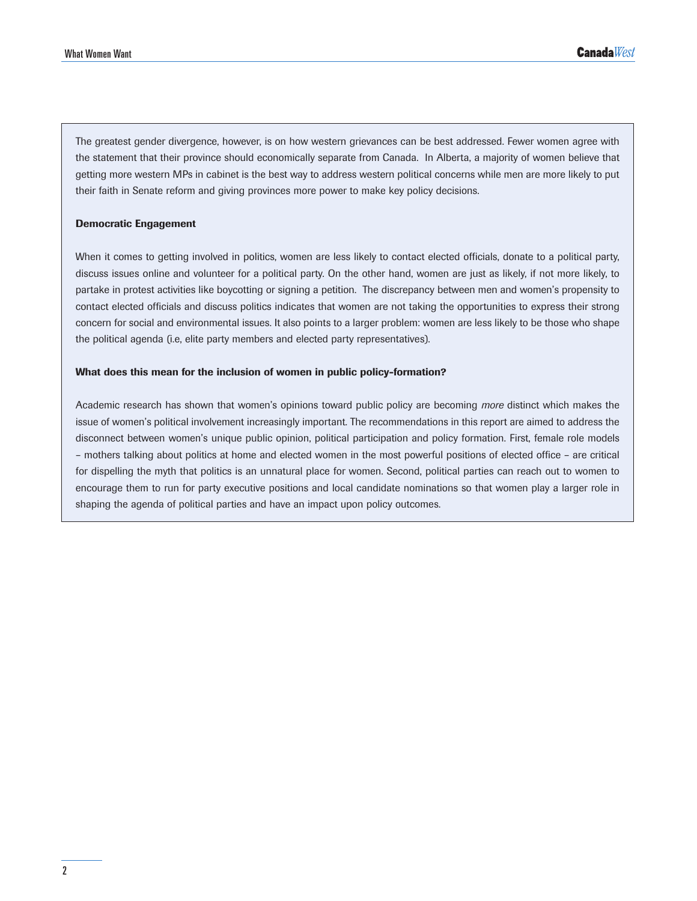The greatest gender divergence, however, is on how western grievances can be best addressed. Fewer women agree with the statement that their province should economically separate from Canada. In Alberta, a majority of women believe that getting more western MPs in cabinet is the best way to address western political concerns while men are more likely to put their faith in Senate reform and giving provinces more power to make key policy decisions.

**Democratic Engagement**

When it comes to getting involved in politics, women are less likely to contact elected officials, donate to a political party, discuss issues online and volunteer for a political party. On the other hand, women are just as likely, if not more likely, to partake in protest activities like boycotting or signing a petition. The discrepancy between men and women's propensity to contact elected officials and discuss politics indicates that women are not taking the opportunities to express their strong concern for social and environmental issues. It also points to a larger problem: women are less likely to be those who shape the political agenda (i.e, elite party members and elected party representatives).

**What does this mean for the inclusion of women in public policy-formation?**

Academic research has shown that women's opinions toward public policy are becoming *more* distinct which makes the issue of women's political involvement increasingly important. The recommendations in this report are aimed to address the disconnect between women's unique public opinion, political participation and policy formation. First, female role models – mothers talking about politics at home and elected women in the most powerful positions of elected office – are critical for dispelling the myth that politics is an unnatural place for women. Second, political parties can reach out to women to encourage them to run for party executive positions and local candidate nominations so that women play a larger role in shaping the agenda of political parties and have an impact upon policy outcomes.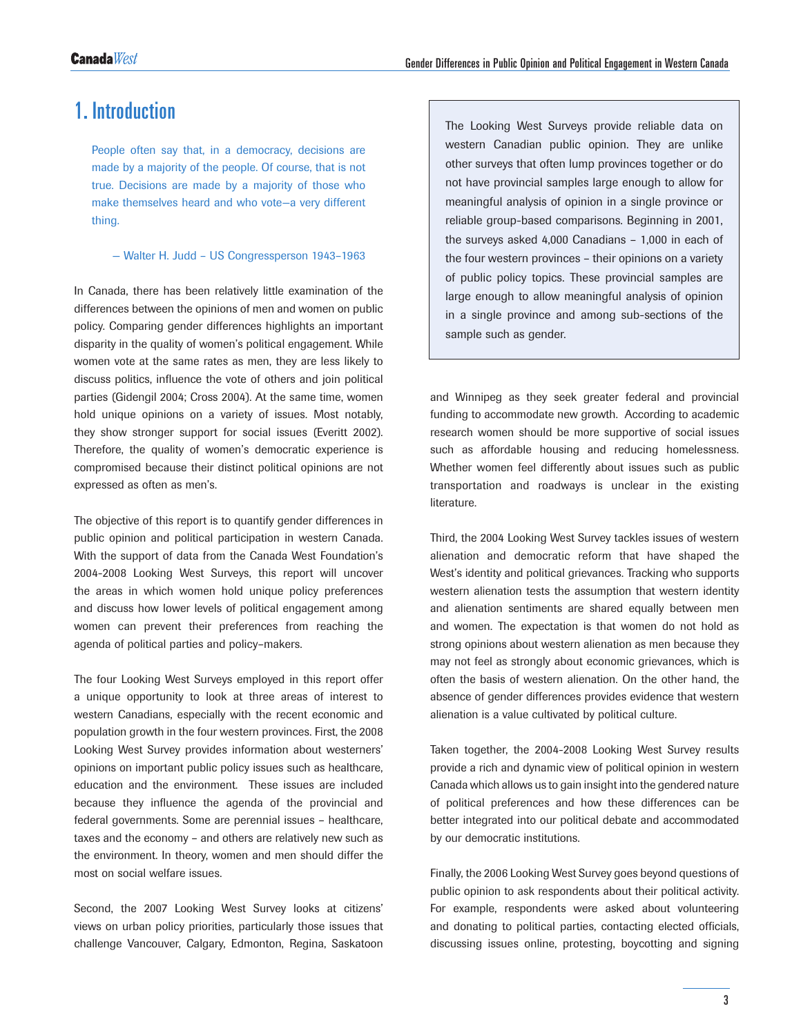# 1. Introduction

> People often say that, in a democracy, decisions are made by a majority of the people. Of course, that is not true. Decisions are made by a majority of those who make themselves heard and who vote—a very different thing.
>
> — Walter H. Judd – US Congressperson 1943–1963

In Canada, there has been relatively little examination of the differences between the opinions of men and women on public policy. Comparing gender differences highlights an important disparity in the quality of women's political engagement. While women vote at the same rates as men, they are less likely to discuss politics, influence the vote of others and join political parties (Gidengil 2004; Cross 2004). At the same time, women hold unique opinions on a variety of issues. Most notably, they show stronger support for social issues (Everitt 2002). Therefore, the quality of women's democratic experience is compromised because their distinct political opinions are not expressed as often as men's.

The objective of this report is to quantify gender differences in public opinion and political participation in western Canada. With the support of data from the Canada West Foundation's 2004-2008 Looking West Surveys, this report will uncover the areas in which women hold unique policy preferences and discuss how lower levels of political engagement among women can prevent their preferences from reaching the agenda of political parties and policy–makers.

The four Looking West Surveys employed in this report offer a unique opportunity to look at three areas of interest to western Canadians, especially with the recent economic and population growth in the four western provinces. First, the 2008 Looking West Survey provides information about westerners' opinions on important public policy issues such as healthcare, education and the environment. These issues are included because they influence the agenda of the provincial and federal governments. Some are perennial issues – healthcare, taxes and the economy – and others are relatively new such as the environment. In theory, women and men should differ the most on social welfare issues.

Second, the 2007 Looking West Survey looks at citizens' views on urban policy priorities, particularly those issues that challenge Vancouver, Calgary, Edmonton, Regina, Saskatoon and Winnipeg as they seek greater federal and provincial funding to accommodate new growth. According to academic research women should be more supportive of social issues such as affordable housing and reducing homelessness. Whether women feel differently about issues such as public transportation and roadways is unclear in the existing literature.

> The Looking West Surveys provide reliable data on western Canadian public opinion. They are unlike other surveys that often lump provinces together or do not have provincial samples large enough to allow for meaningful analysis of opinion in a single province or reliable group-based comparisons. Beginning in 2001, the surveys asked 4,000 Canadians – 1,000 in each of the four western provinces – their opinions on a variety of public policy topics. These provincial samples are large enough to allow meaningful analysis of opinion in a single province and among sub-sections of the sample such as gender.

Third, the 2004 Looking West Survey tackles issues of western alienation and democratic reform that have shaped the West's identity and political grievances. Tracking who supports western alienation tests the assumption that western identity and alienation sentiments are shared equally between men and women. The expectation is that women do not hold as strong opinions about western alienation as men because they may not feel as strongly about economic grievances, which is often the basis of western alienation. On the other hand, the absence of gender differences provides evidence that western alienation is a value cultivated by political culture.

Taken together, the 2004-2008 Looking West Survey results provide a rich and dynamic view of political opinion in western Canada which allows us to gain insight into the gendered nature of political preferences and how these differences can be better integrated into our political debate and accommodated by our democratic institutions.

Finally, the 2006 Looking West Survey goes beyond questions of public opinion to ask respondents about their political activity. For example, respondents were asked about volunteering and donating to political parties, contacting elected officials, discussing issues online, protesting, boycotting and signing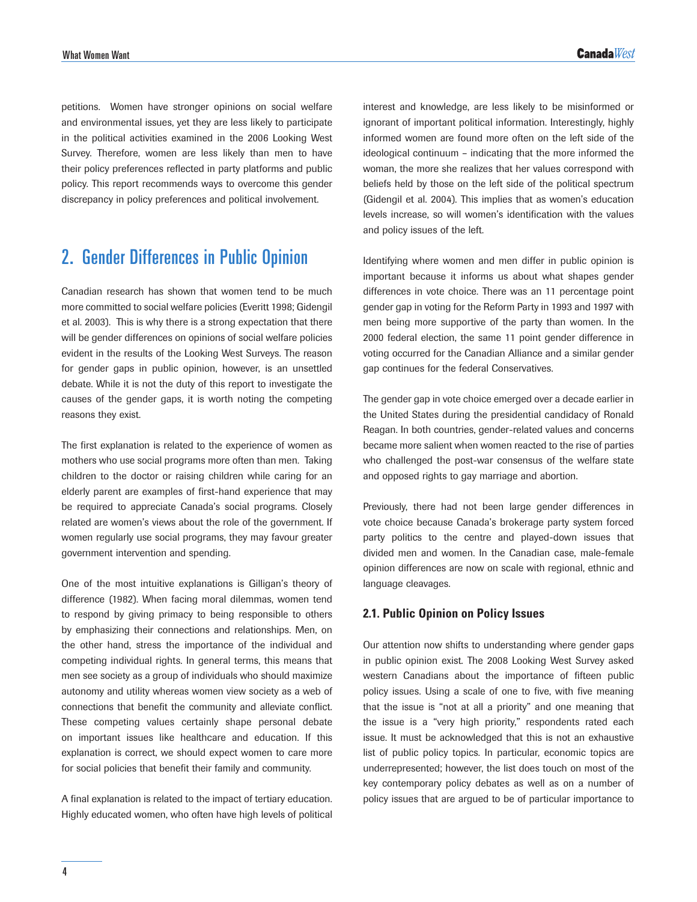petitions. Women have stronger opinions on social welfare and environmental issues, yet they are less likely to participate in the political activities examined in the 2006 Looking West Survey. Therefore, women are less likely than men to have their policy preferences reflected in party platforms and public policy. This report recommends ways to overcome this gender discrepancy in policy preferences and political involvement.

## 2. Gender Differences in Public Opinion

Canadian research has shown that women tend to be much more committed to social welfare policies (Everitt 1998; Gidengil et al. 2003). This is why there is a strong expectation that there will be gender differences on opinions of social welfare policies evident in the results of the Looking West Surveys. The reason for gender gaps in public opinion, however, is an unsettled debate. While it is not the duty of this report to investigate the causes of the gender gaps, it is worth noting the competing reasons they exist.

The first explanation is related to the experience of women as mothers who use social programs more often than men. Taking children to the doctor or raising children while caring for an elderly parent are examples of first-hand experience that may be required to appreciate Canada's social programs. Closely related are women's views about the role of the government. If women regularly use social programs, they may favour greater government intervention and spending.

One of the most intuitive explanations is Gilligan's theory of difference (1982). When facing moral dilemmas, women tend to respond by giving primacy to being responsible to others by emphasizing their connections and relationships. Men, on the other hand, stress the importance of the individual and competing individual rights. In general terms, this means that men see society as a group of individuals who should maximize autonomy and utility whereas women view society as a web of connections that benefit the community and alleviate conflict. These competing values certainly shape personal debate on important issues like healthcare and education. If this explanation is correct, we should expect women to care more for social policies that benefit their family and community.

A final explanation is related to the impact of tertiary education. Highly educated women, who often have high levels of political interest and knowledge, are less likely to be misinformed or ignorant of important political information. Interestingly, highly informed women are found more often on the left side of the ideological continuum – indicating that the more informed the woman, the more she realizes that her values correspond with beliefs held by those on the left side of the political spectrum (Gidengil et al. 2004). This implies that as women's education levels increase, so will women's identification with the values and policy issues of the left.

Identifying where women and men differ in public opinion is important because it informs us about what shapes gender differences in vote choice. There was an 11 percentage point gender gap in voting for the Reform Party in 1993 and 1997 with men being more supportive of the party than women. In the 2000 federal election, the same 11 point gender difference in voting occurred for the Canadian Alliance and a similar gender gap continues for the federal Conservatives.

The gender gap in vote choice emerged over a decade earlier in the United States during the presidential candidacy of Ronald Reagan. In both countries, gender-related values and concerns became more salient when women reacted to the rise of parties who challenged the post-war consensus of the welfare state and opposed rights to gay marriage and abortion.

Previously, there had not been large gender differences in vote choice because Canada's brokerage party system forced party politics to the centre and played-down issues that divided men and women. In the Canadian case, male-female opinion differences are now on scale with regional, ethnic and language cleavages.

### 2.1. Public Opinion on Policy Issues

Our attention now shifts to understanding where gender gaps in public opinion exist. The 2008 Looking West Survey asked western Canadians about the importance of fifteen public policy issues. Using a scale of one to five, with five meaning that the issue is "not at all a priority" and one meaning that the issue is a "very high priority," respondents rated each issue. It must be acknowledged that this is not an exhaustive list of public policy topics. In particular, economic topics are underrepresented; however, the list does touch on most of the key contemporary policy debates as well as on a number of policy issues that are argued to be of particular importance to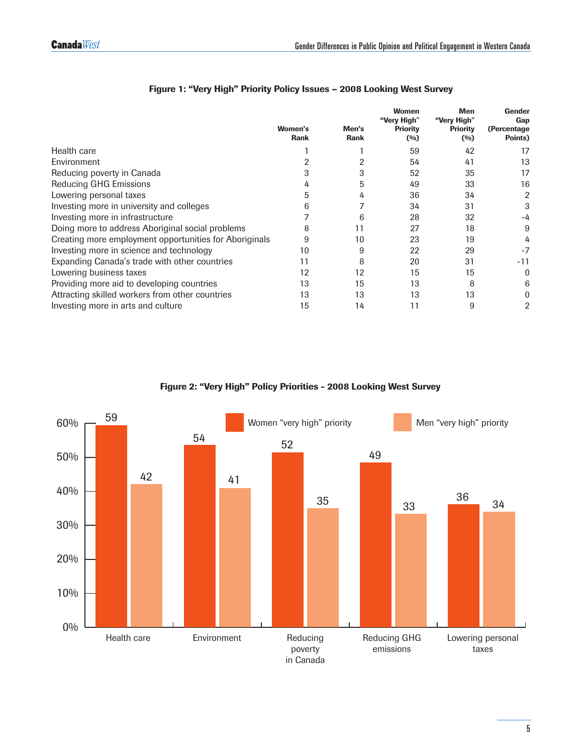**Figure 1: "Very High" Priority Policy Issues – 2008 Looking West Survey**

| | Women's Rank | Men's Rank | Women "Very High" Priority (%) | Men "Very High" Priority (%) | Gender Gap (Percentage Points) |
|---|---|---|---|---|---|
| Health care | 1 | 1 | 59 | 42 | 17 |
| Environment | 2 | 2 | 54 | 41 | 13 |
| Reducing poverty in Canada | 3 | 3 | 52 | 35 | 17 |
| Reducing GHG Emissions | 4 | 5 | 49 | 33 | 16 |
| Lowering personal taxes | 5 | 4 | 36 | 34 | 2 |
| Investing more in university and colleges | 6 | 7 | 34 | 31 | 3 |
| Investing more in infrastructure | 7 | 6 | 28 | 32 | -4 |
| Doing more to address Aboriginal social problems | 8 | 11 | 27 | 18 | 9 |
| Creating more employment opportunities for Aboriginals | 9 | 10 | 23 | 19 | 4 |
| Investing more in science and technology | 10 | 9 | 22 | 29 | -7 |
| Expanding Canada's trade with other countries | 11 | 8 | 20 | 31 | -11 |
| Lowering business taxes | 12 | 12 | 15 | 15 | 0 |
| Providing more aid to developing countries | 13 | 15 | 13 | 8 | 6 |
| Attracting skilled workers from other countries | 13 | 13 | 13 | 13 | 0 |
| Investing more in arts and culture | 15 | 14 | 11 | 9 | 2 |

**Figure 2: "Very High" Policy Priorities - 2008 Looking West Survey**

| | Women "very high" priority | Men "very high" priority |
|---|---|---|
| Health care | 59 | 42 |
| Environment | 54 | 41 |
| Reducing poverty in Canada | 52 | 35 |
| Reducing GHG emissions | 49 | 33 |
| Lowering personal taxes | 36 | 34 |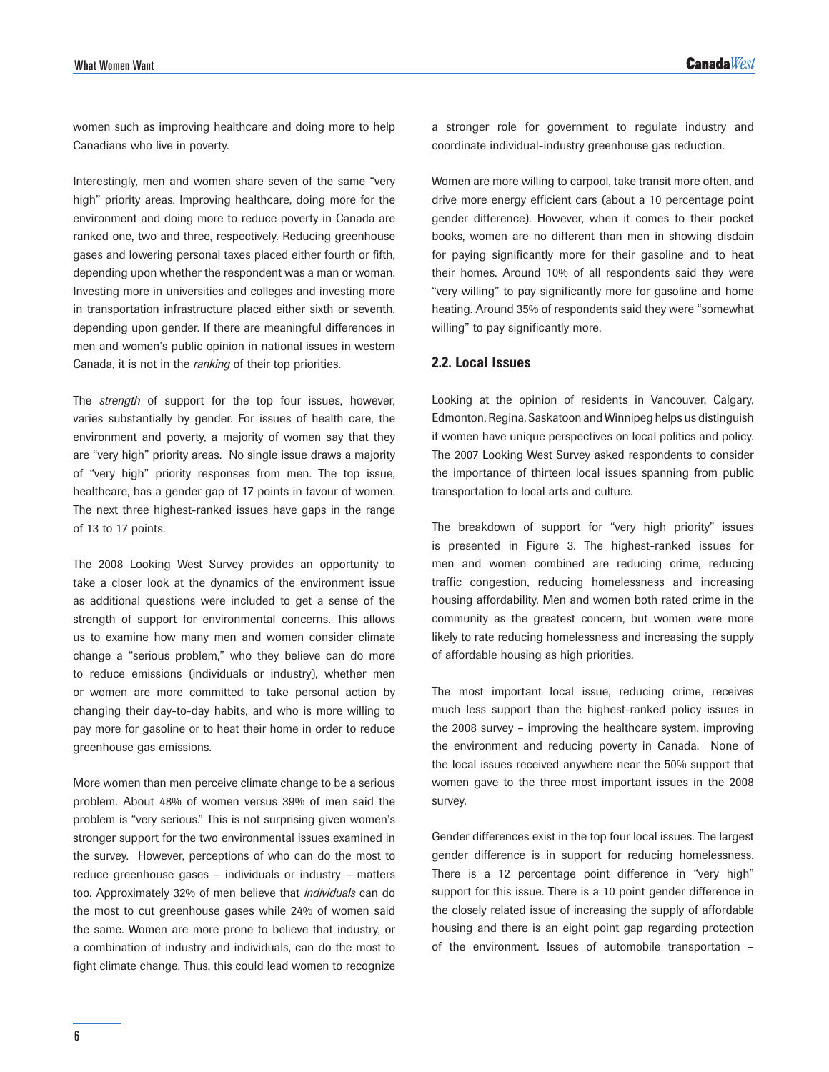women such as improving healthcare and doing more to help Canadians who live in poverty.

Interestingly, men and women share seven of the same "very high" priority areas. Improving healthcare, doing more for the environment and doing more to reduce poverty in Canada are ranked one, two and three, respectively. Reducing greenhouse gases and lowering personal taxes placed either fourth or fifth, depending upon whether the respondent was a man or woman. Investing more in universities and colleges and investing more in transportation infrastructure placed either sixth or seventh, depending upon gender. If there are meaningful differences in men and women's public opinion in national issues in western Canada, it is not in the *ranking* of their top priorities.

The *strength* of support for the top four issues, however, varies substantially by gender. For issues of health care, the environment and poverty, a majority of women say that they are "very high" priority areas. No single issue draws a majority of "very high" priority responses from men. The top issue, healthcare, has a gender gap of 17 points in favour of women. The next three highest-ranked issues have gaps in the range of 13 to 17 points.

The 2008 Looking West Survey provides an opportunity to take a closer look at the dynamics of the environment issue as additional questions were included to get a sense of the strength of support for environmental concerns. This allows us to examine how many men and women consider climate change a "serious problem," who they believe can do more to reduce emissions (individuals or industry), whether men or women are more committed to take personal action by changing their day-to-day habits, and who is more willing to pay more for gasoline or to heat their home in order to reduce greenhouse gas emissions.

More women than men perceive climate change to be a serious problem. About 48% of women versus 39% of men said the problem is "very serious." This is not surprising given women's stronger support for the two environmental issues examined in the survey. However, perceptions of who can do the most to reduce greenhouse gases – individuals or industry – matters too. Approximately 32% of men believe that *individuals* can do the most to cut greenhouse gases while 24% of women said the same. Women are more prone to believe that industry, or a combination of industry and individuals, can do the most to fight climate change. Thus, this could lead women to recognize a stronger role for government to regulate industry and coordinate individual-industry greenhouse gas reduction.

Women are more willing to carpool, take transit more often, and drive more energy efficient cars (about a 10 percentage point gender difference). However, when it comes to their pocket books, women are no different than men in showing disdain for paying significantly more for their gasoline and to heat their homes. Around 10% of all respondents said they were "very willing" to pay significantly more for gasoline and home heating. Around 35% of respondents said they were "somewhat willing" to pay significantly more.

### 2.2. Local Issues

Looking at the opinion of residents in Vancouver, Calgary, Edmonton, Regina, Saskatoon and Winnipeg helps us distinguish if women have unique perspectives on local politics and policy. The 2007 Looking West Survey asked respondents to consider the importance of thirteen local issues spanning from public transportation to local arts and culture.

The breakdown of support for "very high priority" issues is presented in Figure 3. The highest-ranked issues for men and women combined are reducing crime, reducing traffic congestion, reducing homelessness and increasing housing affordability. Men and women both rated crime in the community as the greatest concern, but women were more likely to rate reducing homelessness and increasing the supply of affordable housing as high priorities.

The most important local issue, reducing crime, receives much less support than the highest-ranked policy issues in the 2008 survey – improving the healthcare system, improving the environment and reducing poverty in Canada. None of the local issues received anywhere near the 50% support that women gave to the three most important issues in the 2008 survey.

Gender differences exist in the top four local issues. The largest gender difference is in support for reducing homelessness. There is a 12 percentage point difference in "very high" support for this issue. There is a 10 point gender difference in the closely related issue of increasing the supply of affordable housing and there is an eight point gap regarding protection of the environment. Issues of automobile transportation –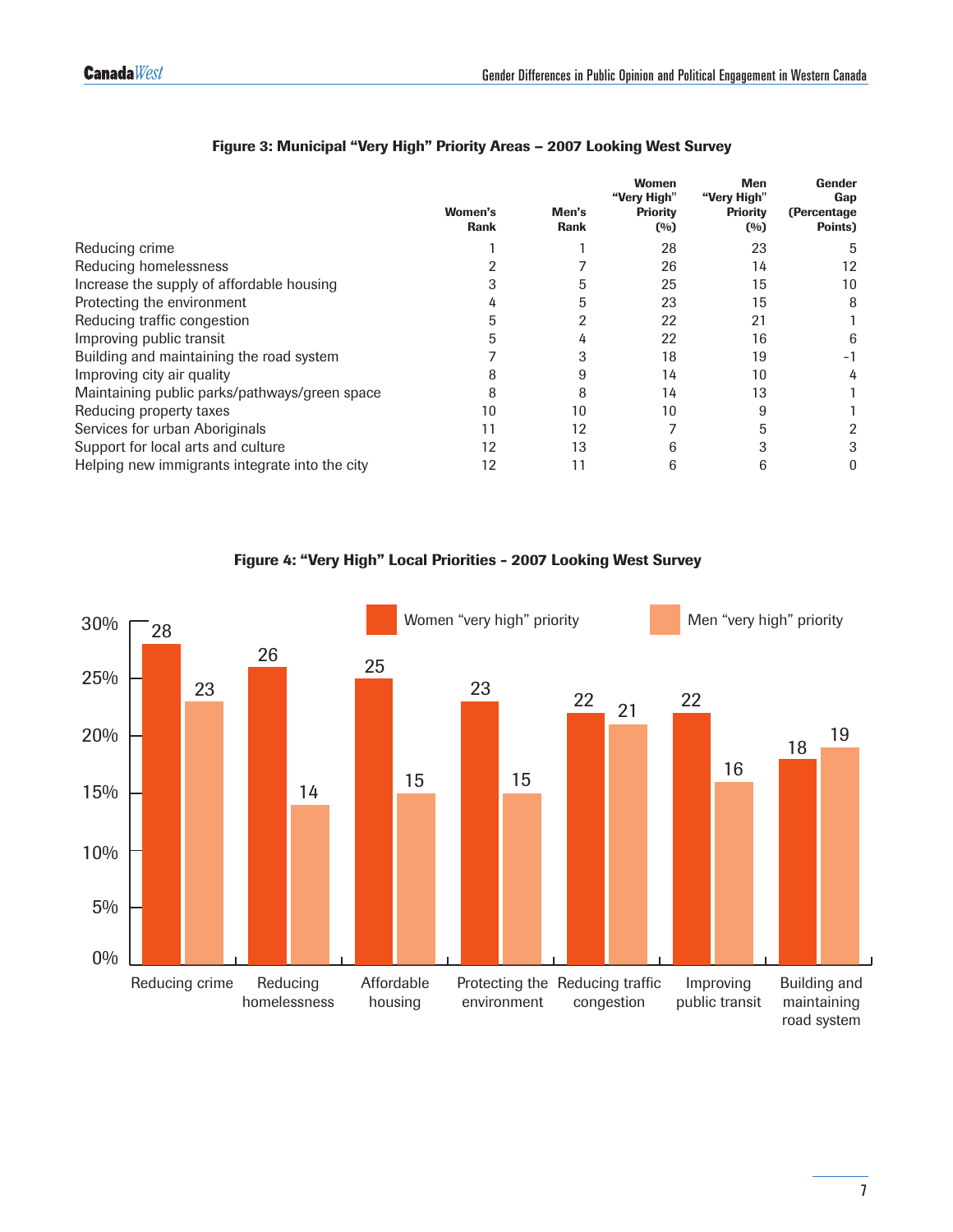**Figure 3: Municipal "Very High" Priority Areas – 2007 Looking West Survey**

| | Women's Rank | Men's Rank | Women "Very High" Priority (%) | Men "Very High" Priority (%) | Gender Gap (Percentage Points) |
|---|---|---|---|---|---|
| Reducing crime | 1 | 1 | 28 | 23 | 5 |
| Reducing homelessness | 2 | 7 | 26 | 14 | 12 |
| Increase the supply of affordable housing | 3 | 5 | 25 | 15 | 10 |
| Protecting the environment | 4 | 5 | 23 | 15 | 8 |
| Reducing traffic congestion | 5 | 2 | 22 | 21 | 1 |
| Improving public transit | 5 | 4 | 22 | 16 | 6 |
| Building and maintaining the road system | 7 | 3 | 18 | 19 | -1 |
| Improving city air quality | 8 | 9 | 14 | 10 | 4 |
| Maintaining public parks/pathways/green space | 8 | 8 | 14 | 13 | 1 |
| Reducing property taxes | 10 | 10 | 10 | 9 | 1 |
| Services for urban Aboriginals | 11 | 12 | 7 | 5 | 2 |
| Support for local arts and culture | 12 | 13 | 6 | 3 | 3 |
| Helping new immigrants integrate into the city | 12 | 11 | 6 | 6 | 0 |

**Figure 4: "Very High" Local Priorities - 2007 Looking West Survey**

| | Women "very high" priority | Men "very high" priority |
|---|---|---|
| Reducing crime | 28 | 23 |
| Reducing homelessness | 26 | 14 |
| Affordable housing | 25 | 15 |
| Protecting the environment | 23 | 15 |
| Reducing traffic congestion | 22 | 21 |
| Improving public transit | 22 | 16 |
| Building and maintaining road system | 18 | 19 |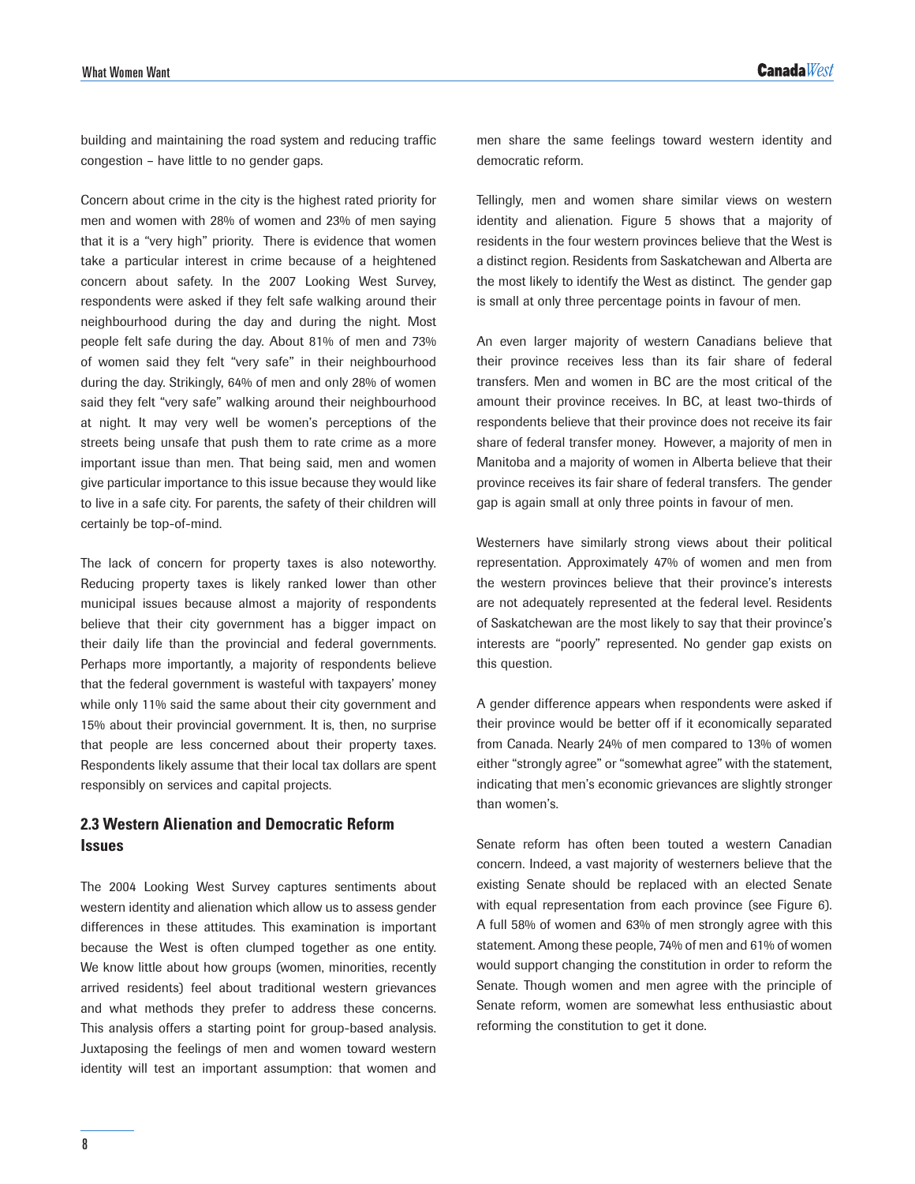building and maintaining the road system and reducing traffic congestion – have little to no gender gaps.

Concern about crime in the city is the highest rated priority for men and women with 28% of women and 23% of men saying that it is a "very high" priority. There is evidence that women take a particular interest in crime because of a heightened concern about safety. In the 2007 Looking West Survey, respondents were asked if they felt safe walking around their neighbourhood during the day and during the night. Most people felt safe during the day. About 81% of men and 73% of women said they felt "very safe" in their neighbourhood during the day. Strikingly, 64% of men and only 28% of women said they felt "very safe" walking around their neighbourhood at night. It may very well be women's perceptions of the streets being unsafe that push them to rate crime as a more important issue than men. That being said, men and women give particular importance to this issue because they would like to live in a safe city. For parents, the safety of their children will certainly be top-of-mind.

The lack of concern for property taxes is also noteworthy. Reducing property taxes is likely ranked lower than other municipal issues because almost a majority of respondents believe that their city government has a bigger impact on their daily life than the provincial and federal governments. Perhaps more importantly, a majority of respondents believe that the federal government is wasteful with taxpayers' money while only 11% said the same about their city government and 15% about their provincial government. It is, then, no surprise that people are less concerned about their property taxes. Respondents likely assume that their local tax dollars are spent responsibly on services and capital projects.

### 2.3 Western Alienation and Democratic Reform Issues

The 2004 Looking West Survey captures sentiments about western identity and alienation which allow us to assess gender differences in these attitudes. This examination is important because the West is often clumped together as one entity. We know little about how groups (women, minorities, recently arrived residents) feel about traditional western grievances and what methods they prefer to address these concerns. This analysis offers a starting point for group-based analysis. Juxtaposing the feelings of men and women toward western identity will test an important assumption: that women and men share the same feelings toward western identity and democratic reform.

Tellingly, men and women share similar views on western identity and alienation. Figure 5 shows that a majority of residents in the four western provinces believe that the West is a distinct region. Residents from Saskatchewan and Alberta are the most likely to identify the West as distinct. The gender gap is small at only three percentage points in favour of men.

An even larger majority of western Canadians believe that their province receives less than its fair share of federal transfers. Men and women in BC are the most critical of the amount their province receives. In BC, at least two-thirds of respondents believe that their province does not receive its fair share of federal transfer money. However, a majority of men in Manitoba and a majority of women in Alberta believe that their province receives its fair share of federal transfers. The gender gap is again small at only three points in favour of men.

Westerners have similarly strong views about their political representation. Approximately 47% of women and men from the western provinces believe that their province's interests are not adequately represented at the federal level. Residents of Saskatchewan are the most likely to say that their province's interests are "poorly" represented. No gender gap exists on this question.

A gender difference appears when respondents were asked if their province would be better off if it economically separated from Canada. Nearly 24% of men compared to 13% of women either "strongly agree" or "somewhat agree" with the statement, indicating that men's economic grievances are slightly stronger than women's.

Senate reform has often been touted a western Canadian concern. Indeed, a vast majority of westerners believe that the existing Senate should be replaced with an elected Senate with equal representation from each province (see Figure 6). A full 58% of women and 63% of men strongly agree with this statement. Among these people, 74% of men and 61% of women would support changing the constitution in order to reform the Senate. Though women and men agree with the principle of Senate reform, women are somewhat less enthusiastic about reforming the constitution to get it done.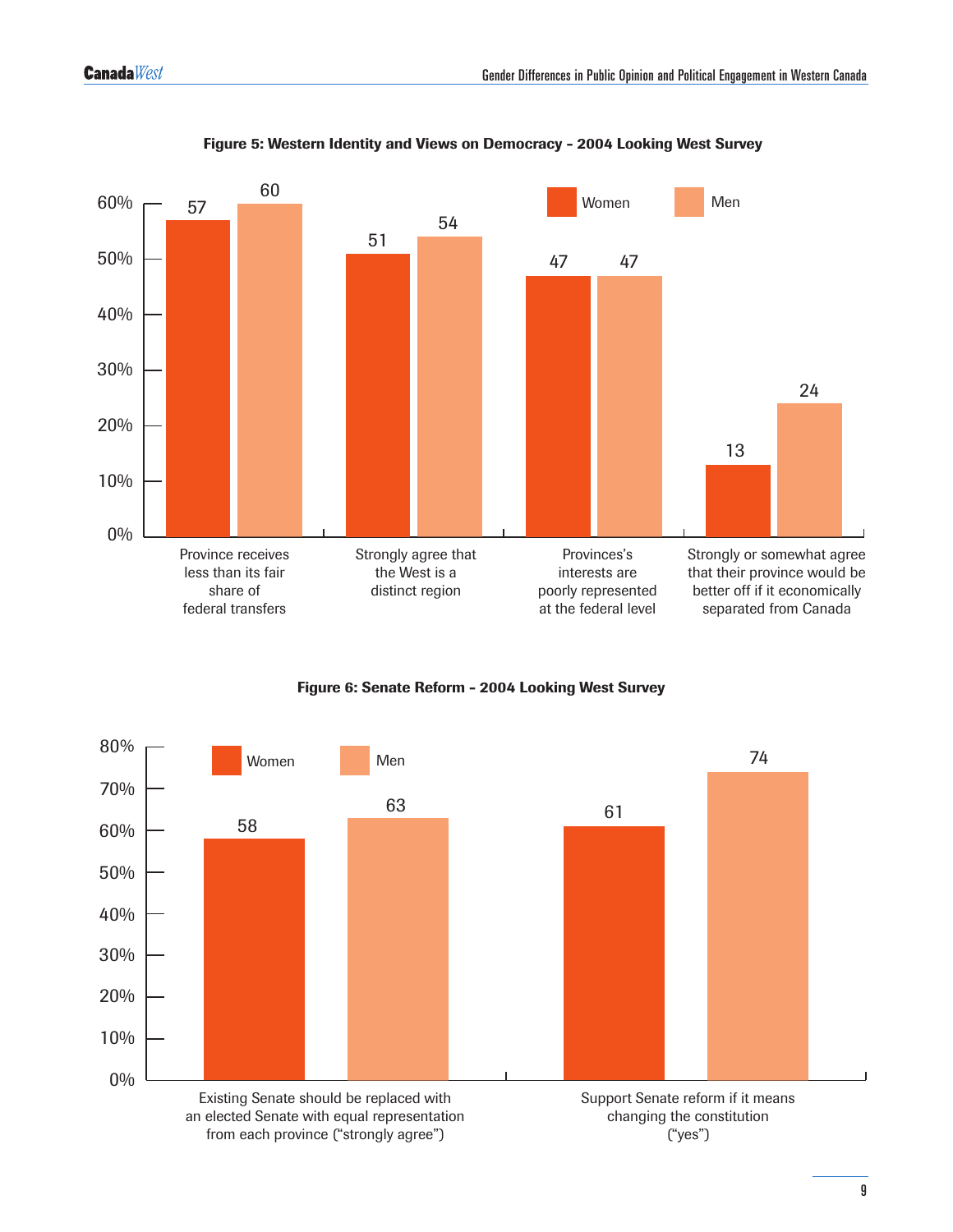**Figure 5: Western Identity and Views on Democracy - 2004 Looking West Survey**

| | Women | Men |
|---|---|---|
| Province receives less than its fair share of federal transfers | 57 | 60 |
| Strongly agree that the West is a distinct region | 51 | 54 |
| Provinces's interests are poorly represented at the federal level | 47 | 47 |
| Strongly or somewhat agree that their province would be better off if it economically separated from Canada | 13 | 24 |

**Figure 6: Senate Reform - 2004 Looking West Survey**

| | Women | Men |
|---|---|---|
| Existing Senate should be replaced with an elected Senate with equal representation from each province ("strongly agree") | 58 | 63 |
| Support Senate reform if it means changing the constitution ("yes") | 61 | 74 |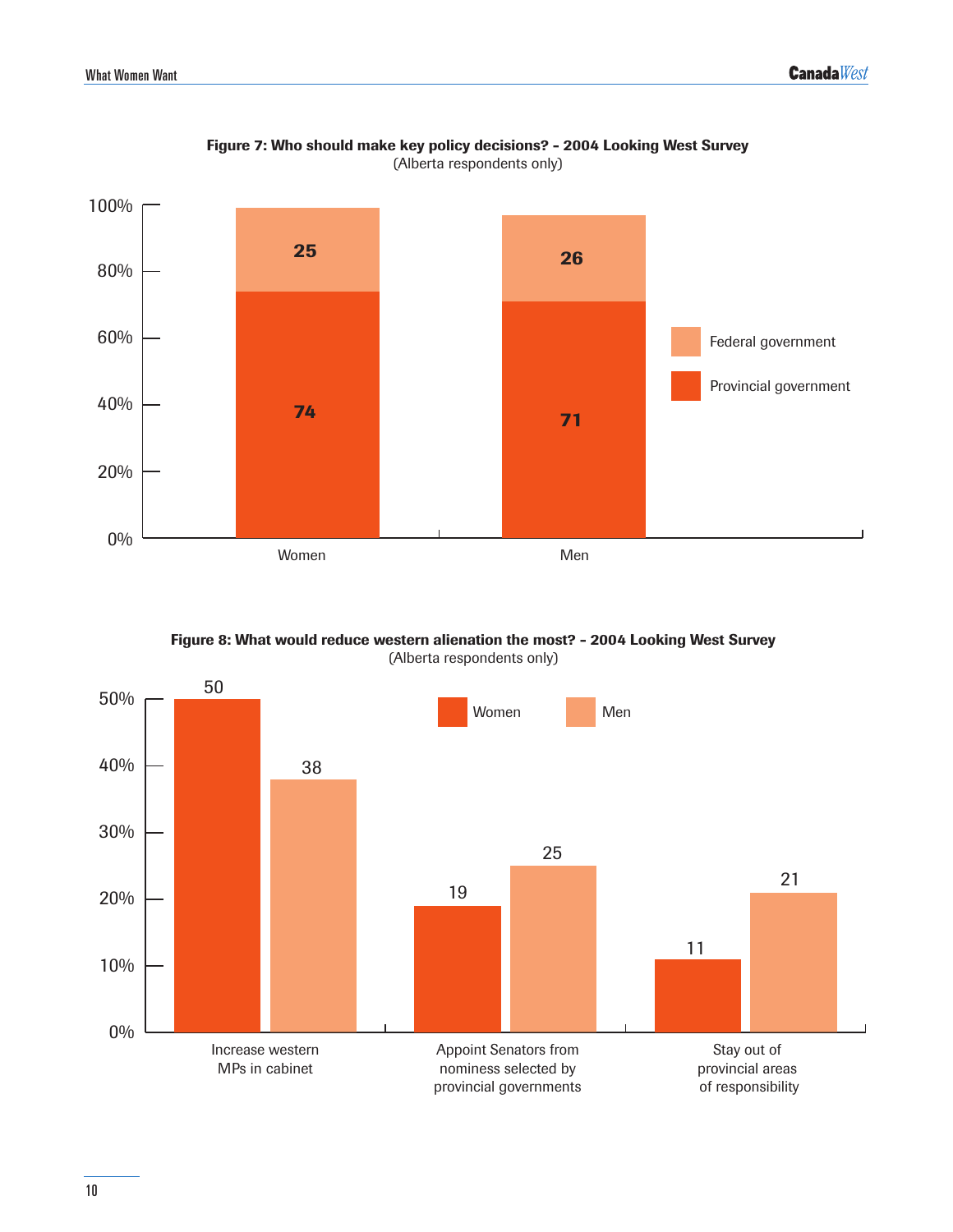**Figure 7: Who should make key policy decisions? - 2004 Looking West Survey**
(Alberta respondents only)

| | Provincial government | Federal government |
|---|---|---|
| Women | 74 | 25 |
| Men | 71 | 26 |

**Figure 8: What would reduce western alienation the most? - 2004 Looking West Survey**
(Alberta respondents only)

| | Women | Men |
|---|---|---|
| Increase western MPs in cabinet | 50 | 38 |
| Appoint Senators from nominess selected by provincial governments | 19 | 25 |
| Stay out of provincial areas of responsibility | 11 | 21 |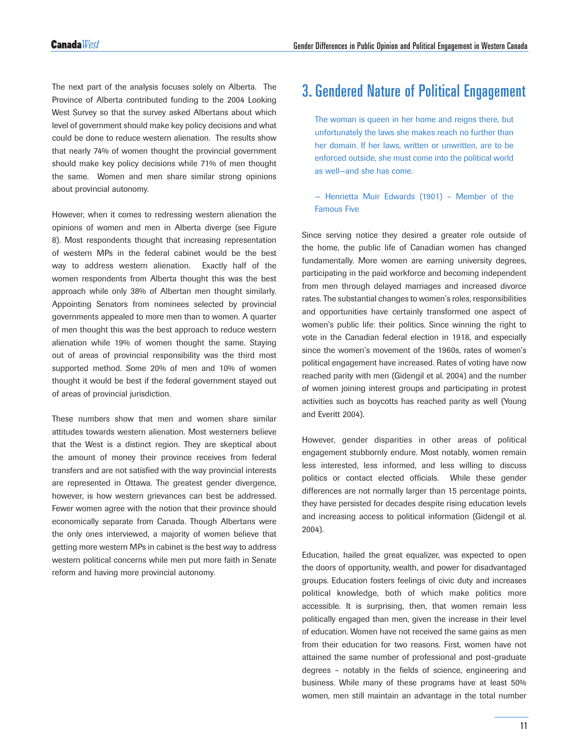The next part of the analysis focuses solely on Alberta. The Province of Alberta contributed funding to the 2004 Looking West Survey so that the survey asked Albertans about which level of government should make key policy decisions and what could be done to reduce western alienation. The results show that nearly 74% of women thought the provincial government should make key policy decisions while 71% of men thought the same. Women and men share similar strong opinions about provincial autonomy.

However, when it comes to redressing western alienation the opinions of women and men in Alberta diverge (see Figure 8). Most respondents thought that increasing representation of western MPs in the federal cabinet would be the best way to address western alienation. Exactly half of the women respondents from Alberta thought this was the best approach while only 38% of Albertan men thought similarly. Appointing Senators from nominees selected by provincial governments appealed to more men than to women. A quarter of men thought this was the best approach to reduce western alienation while 19% of women thought the same. Staying out of areas of provincial responsibility was the third most supported method. Some 20% of men and 10% of women thought it would be best if the federal government stayed out of areas of provincial jurisdiction.

These numbers show that men and women share similar attitudes towards western alienation. Most westerners believe that the West is a distinct region. They are skeptical about the amount of money their province receives from federal transfers and are not satisfied with the way provincial interests are represented in Ottawa. The greatest gender divergence, however, is how western grievances can best be addressed. Fewer women agree with the notion that their province should economically separate from Canada. Though Albertans were the only ones interviewed, a majority of women believe that getting more western MPs in cabinet is the best way to address western political concerns while men put more faith in Senate reform and having more provincial autonomy.

## 3. Gendered Nature of Political Engagement

> The woman is queen in her home and reigns there, but unfortunately the laws she makes reach no further than her domain. If her laws, written or unwritten, are to be enforced outside, she must come into the political world as well—and she has come.
>
> – Henrietta Muir Edwards (1901) – Member of the Famous Five

Since serving notice they desired a greater role outside of the home, the public life of Canadian women has changed fundamentally. More women are earning university degrees, participating in the paid workforce and becoming independent from men through delayed marriages and increased divorce rates. The substantial changes to women's roles, responsibilities and opportunities have certainly transformed one aspect of women's public life: their politics. Since winning the right to vote in the Canadian federal election in 1918, and especially since the women's movement of the 1960s, rates of women's political engagement have increased. Rates of voting have now reached parity with men (Gidengil et al. 2004) and the number of women joining interest groups and participating in protest activities such as boycotts has reached parity as well (Young and Everitt 2004).

However, gender disparities in other areas of political engagement stubbornly endure. Most notably, women remain less interested, less informed, and less willing to discuss politics or contact elected officials. While these gender differences are not normally larger than 15 percentage points, they have persisted for decades despite rising education levels and increasing access to political information (Gidengil et al. 2004).

Education, hailed the great equalizer, was expected to open the doors of opportunity, wealth, and power for disadvantaged groups. Education fosters feelings of civic duty and increases political knowledge, both of which make politics more accessible. It is surprising, then, that women remain less politically engaged than men, given the increase in their level of education. Women have not received the same gains as men from their education for two reasons. First, women have not attained the same number of professional and post-graduate degrees – notably in the fields of science, engineering and business. While many of these programs have at least 50% women, men still maintain an advantage in the total number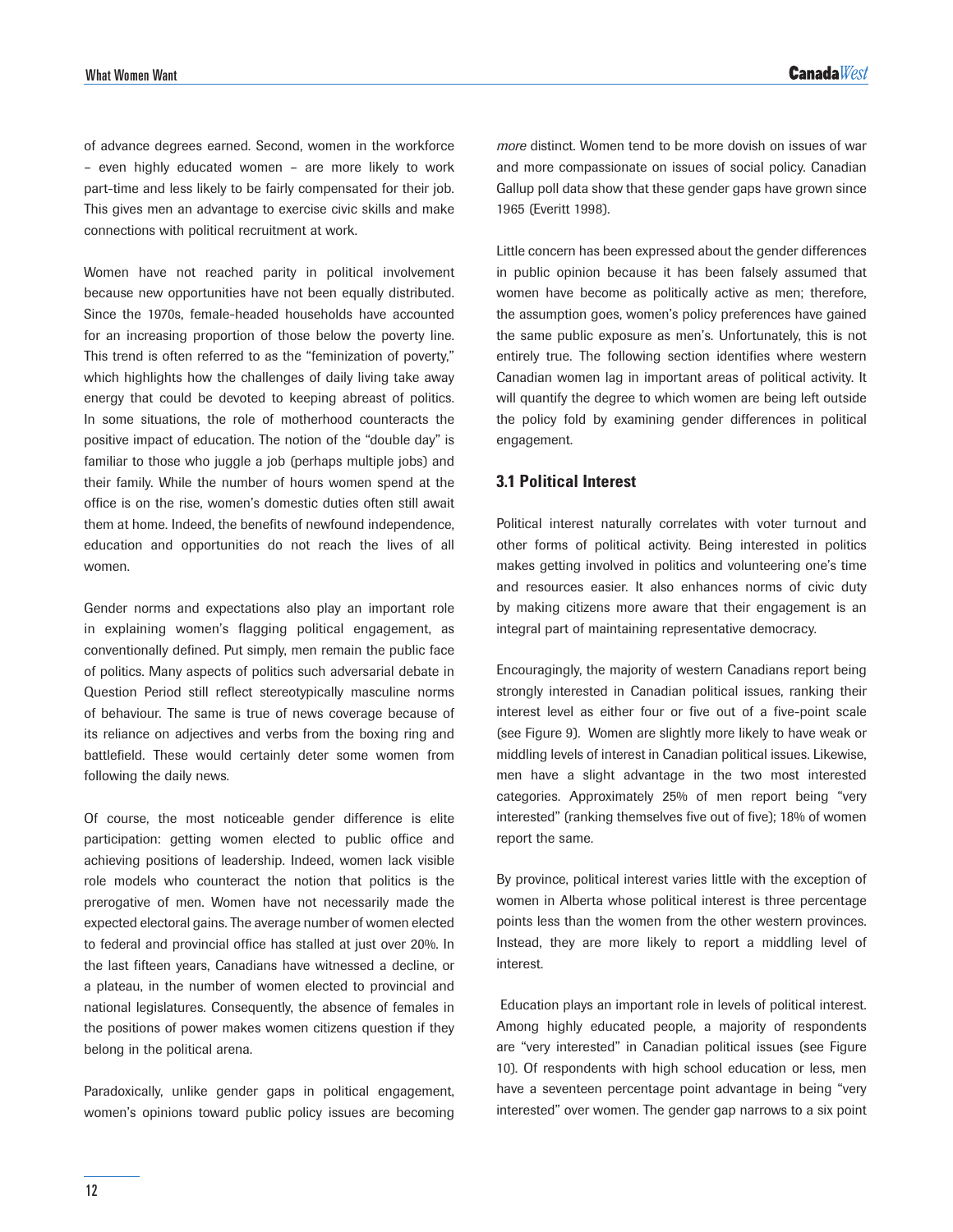of advance degrees earned. Second, women in the workforce – even highly educated women – are more likely to work part-time and less likely to be fairly compensated for their job. This gives men an advantage to exercise civic skills and make connections with political recruitment at work.

Women have not reached parity in political involvement because new opportunities have not been equally distributed. Since the 1970s, female-headed households have accounted for an increasing proportion of those below the poverty line. This trend is often referred to as the "feminization of poverty," which highlights how the challenges of daily living take away energy that could be devoted to keeping abreast of politics. In some situations, the role of motherhood counteracts the positive impact of education. The notion of the "double day" is familiar to those who juggle a job (perhaps multiple jobs) and their family. While the number of hours women spend at the office is on the rise, women's domestic duties often still await them at home. Indeed, the benefits of newfound independence, education and opportunities do not reach the lives of all women.

Gender norms and expectations also play an important role in explaining women's flagging political engagement, as conventionally defined. Put simply, men remain the public face of politics. Many aspects of politics such adversarial debate in Question Period still reflect stereotypically masculine norms of behaviour. The same is true of news coverage because of its reliance on adjectives and verbs from the boxing ring and battlefield. These would certainly deter some women from following the daily news.

Of course, the most noticeable gender difference is elite participation: getting women elected to public office and achieving positions of leadership. Indeed, women lack visible role models who counteract the notion that politics is the prerogative of men. Women have not necessarily made the expected electoral gains. The average number of women elected to federal and provincial office has stalled at just over 20%. In the last fifteen years, Canadians have witnessed a decline, or a plateau, in the number of women elected to provincial and national legislatures. Consequently, the absence of females in the positions of power makes women citizens question if they belong in the political arena.

Paradoxically, unlike gender gaps in political engagement, women's opinions toward public policy issues are becoming *more* distinct. Women tend to be more dovish on issues of war and more compassionate on issues of social policy. Canadian Gallup poll data show that these gender gaps have grown since 1965 (Everitt 1998).

Little concern has been expressed about the gender differences in public opinion because it has been falsely assumed that women have become as politically active as men; therefore, the assumption goes, women's policy preferences have gained the same public exposure as men's. Unfortunately, this is not entirely true. The following section identifies where western Canadian women lag in important areas of political activity. It will quantify the degree to which women are being left outside the policy fold by examining gender differences in political engagement.

### 3.1 Political Interest

Political interest naturally correlates with voter turnout and other forms of political activity. Being interested in politics makes getting involved in politics and volunteering one's time and resources easier. It also enhances norms of civic duty by making citizens more aware that their engagement is an integral part of maintaining representative democracy.

Encouragingly, the majority of western Canadians report being strongly interested in Canadian political issues, ranking their interest level as either four or five out of a five-point scale (see Figure 9). Women are slightly more likely to have weak or middling levels of interest in Canadian political issues. Likewise, men have a slight advantage in the two most interested categories. Approximately 25% of men report being "very interested" (ranking themselves five out of five); 18% of women report the same.

By province, political interest varies little with the exception of women in Alberta whose political interest is three percentage points less than the women from the other western provinces. Instead, they are more likely to report a middling level of interest.

Education plays an important role in levels of political interest. Among highly educated people, a majority of respondents are "very interested" in Canadian political issues (see Figure 10). Of respondents with high school education or less, men have a seventeen percentage point advantage in being "very interested" over women. The gender gap narrows to a six point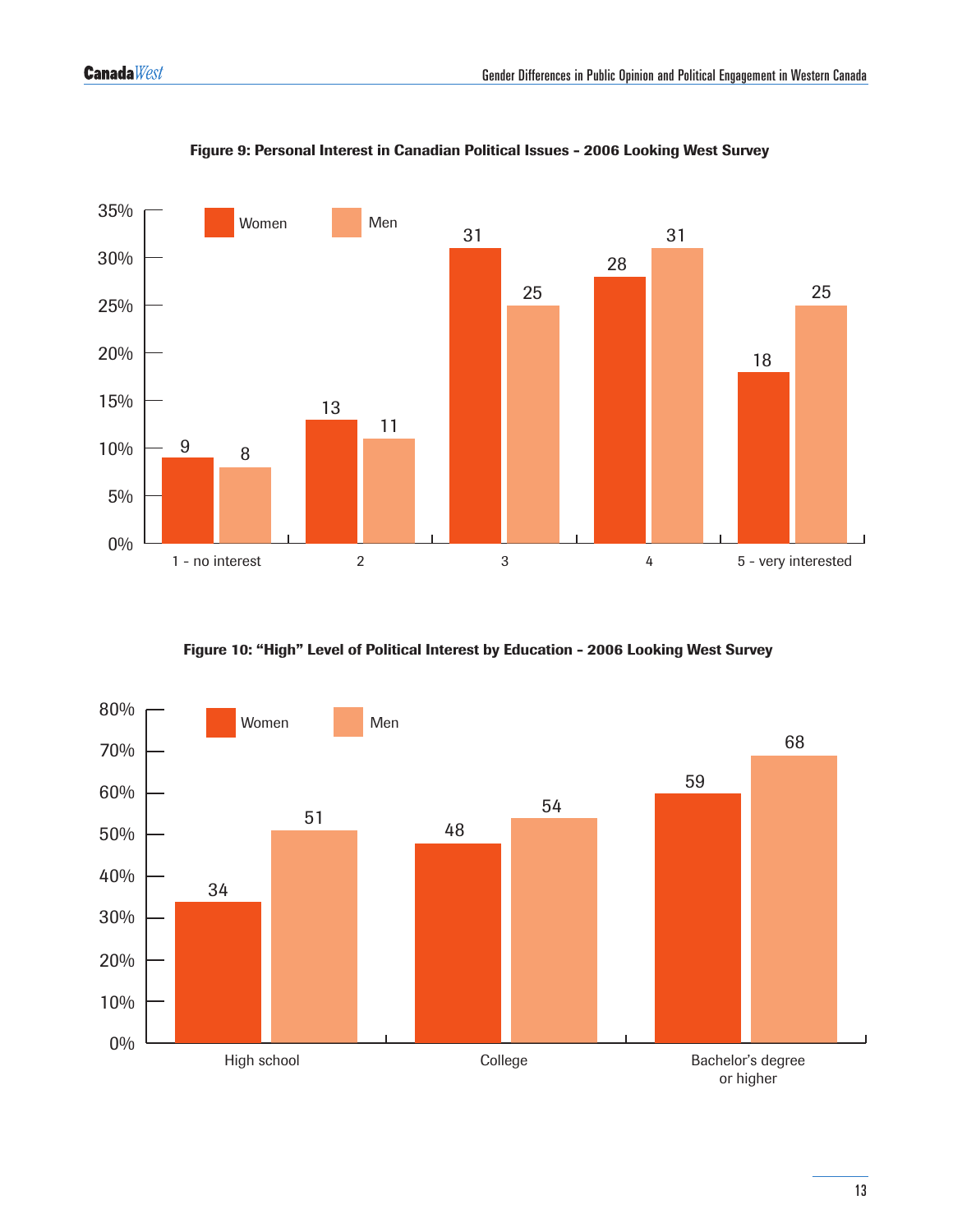**Figure 9: Personal Interest in Canadian Political Issues - 2006 Looking West Survey**

| | Women | Men |
|---|---|---|
| 1 - no interest | 9 | 8 |
| 2 | 13 | 11 |
| 3 | 31 | 25 |
| 4 | 28 | 31 |
| 5 - very interested | 18 | 25 |

**Figure 10: "High" Level of Political Interest by Education - 2006 Looking West Survey**

| | Women | Men |
|---|---|---|
| High school | 34 | 51 |
| College | 48 | 54 |
| Bachelor's degree or higher | 59 | 68 |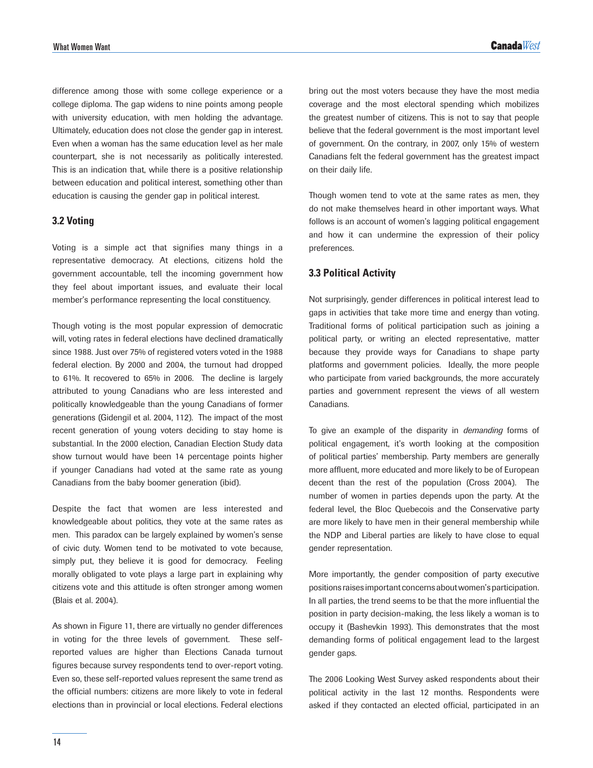difference among those with some college experience or a college diploma. The gap widens to nine points among people with university education, with men holding the advantage. Ultimately, education does not close the gender gap in interest. Even when a woman has the same education level as her male counterpart, she is not necessarily as politically interested. This is an indication that, while there is a positive relationship between education and political interest, something other than education is causing the gender gap in political interest.

### 3.2 Voting

Voting is a simple act that signifies many things in a representative democracy. At elections, citizens hold the government accountable, tell the incoming government how they feel about important issues, and evaluate their local member's performance representing the local constituency.

Though voting is the most popular expression of democratic will, voting rates in federal elections have declined dramatically since 1988. Just over 75% of registered voters voted in the 1988 federal election. By 2000 and 2004, the turnout had dropped to 61%. It recovered to 65% in 2006. The decline is largely attributed to young Canadians who are less interested and politically knowledgeable than the young Canadians of former generations (Gidengil et al. 2004, 112). The impact of the most recent generation of young voters deciding to stay home is substantial. In the 2000 election, Canadian Election Study data show turnout would have been 14 percentage points higher if younger Canadians had voted at the same rate as young Canadians from the baby boomer generation (ibid).

Despite the fact that women are less interested and knowledgeable about politics, they vote at the same rates as men. This paradox can be largely explained by women's sense of civic duty. Women tend to be motivated to vote because, simply put, they believe it is good for democracy. Feeling morally obligated to vote plays a large part in explaining why citizens vote and this attitude is often stronger among women (Blais et al. 2004).

As shown in Figure 11, there are virtually no gender differences in voting for the three levels of government. These self-reported values are higher than Elections Canada turnout figures because survey respondents tend to over-report voting. Even so, these self-reported values represent the same trend as the official numbers: citizens are more likely to vote in federal elections than in provincial or local elections. Federal elections bring out the most voters because they have the most media coverage and the most electoral spending which mobilizes the greatest number of citizens. This is not to say that people believe that the federal government is the most important level of government. On the contrary, in 2007, only 15% of western Canadians felt the federal government has the greatest impact on their daily life.

Though women tend to vote at the same rates as men, they do not make themselves heard in other important ways. What follows is an account of women's lagging political engagement and how it can undermine the expression of their policy preferences.

### 3.3 Political Activity

Not surprisingly, gender differences in political interest lead to gaps in activities that take more time and energy than voting. Traditional forms of political participation such as joining a political party, or writing an elected representative, matter because they provide ways for Canadians to shape party platforms and government policies. Ideally, the more people who participate from varied backgrounds, the more accurately parties and government represent the views of all western Canadians.

To give an example of the disparity in *demanding* forms of political engagement, it's worth looking at the composition of political parties' membership. Party members are generally more affluent, more educated and more likely to be of European decent than the rest of the population (Cross 2004). The number of women in parties depends upon the party. At the federal level, the Bloc Quebecois and the Conservative party are more likely to have men in their general membership while the NDP and Liberal parties are likely to have close to equal gender representation.

More importantly, the gender composition of party executive positions raises important concerns about women's participation. In all parties, the trend seems to be that the more influential the position in party decision-making, the less likely a woman is to occupy it (Bashevkin 1993). This demonstrates that the most demanding forms of political engagement lead to the largest gender gaps.

The 2006 Looking West Survey asked respondents about their political activity in the last 12 months. Respondents were asked if they contacted an elected official, participated in an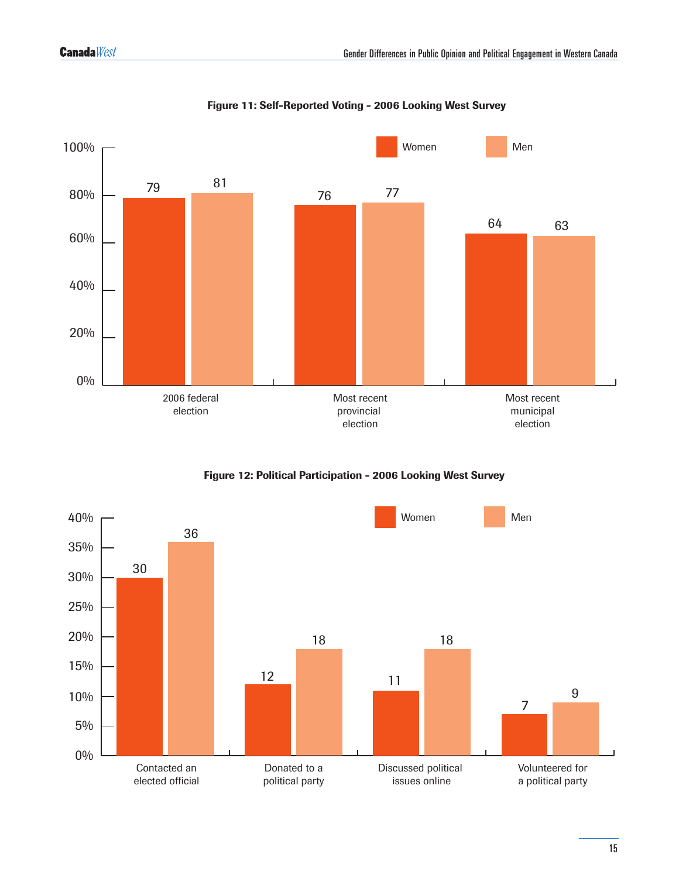**Figure 11: Self-Reported Voting - 2006 Looking West Survey**

| | Women | Men |
|---|---|---|
| 2006 federal election | 79 | 81 |
| Most recent provincial election | 76 | 77 |
| Most recent municipal election | 64 | 63 |

**Figure 12: Political Participation - 2006 Looking West Survey**

| | Women | Men |
|---|---|---|
| Contacted an elected official | 30 | 36 |
| Donated to a political party | 12 | 18 |
| Discussed political issues online | 11 | 18 |
| Volunteered for a political party | 7 | 9 |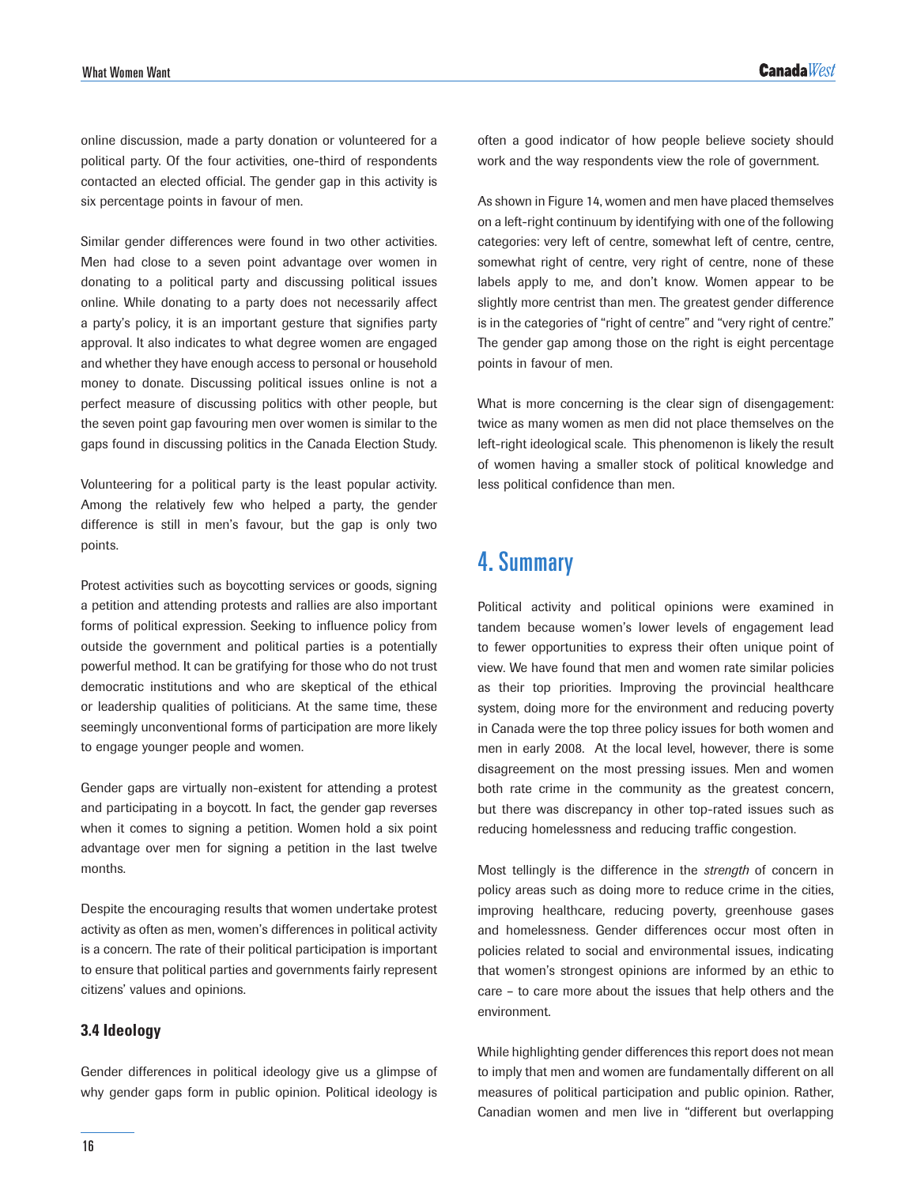online discussion, made a party donation or volunteered for a political party. Of the four activities, one-third of respondents contacted an elected official. The gender gap in this activity is six percentage points in favour of men.

Similar gender differences were found in two other activities. Men had close to a seven point advantage over women in donating to a political party and discussing political issues online. While donating to a party does not necessarily affect a party's policy, it is an important gesture that signifies party approval. It also indicates to what degree women are engaged and whether they have enough access to personal or household money to donate. Discussing political issues online is not a perfect measure of discussing politics with other people, but the seven point gap favouring men over women is similar to the gaps found in discussing politics in the Canada Election Study.

Volunteering for a political party is the least popular activity. Among the relatively few who helped a party, the gender difference is still in men's favour, but the gap is only two points.

Protest activities such as boycotting services or goods, signing a petition and attending protests and rallies are also important forms of political expression. Seeking to influence policy from outside the government and political parties is a potentially powerful method. It can be gratifying for those who do not trust democratic institutions and who are skeptical of the ethical or leadership qualities of politicians. At the same time, these seemingly unconventional forms of participation are more likely to engage younger people and women.

Gender gaps are virtually non-existent for attending a protest and participating in a boycott. In fact, the gender gap reverses when it comes to signing a petition. Women hold a six point advantage over men for signing a petition in the last twelve months.

Despite the encouraging results that women undertake protest activity as often as men, women's differences in political activity is a concern. The rate of their political participation is important to ensure that political parties and governments fairly represent citizens' values and opinions.

### 3.4 Ideology

Gender differences in political ideology give us a glimpse of why gender gaps form in public opinion. Political ideology is often a good indicator of how people believe society should work and the way respondents view the role of government.

As shown in Figure 14, women and men have placed themselves on a left-right continuum by identifying with one of the following categories: very left of centre, somewhat left of centre, centre, somewhat right of centre, very right of centre, none of these labels apply to me, and don't know. Women appear to be slightly more centrist than men. The greatest gender difference is in the categories of "right of centre" and "very right of centre." The gender gap among those on the right is eight percentage points in favour of men.

What is more concerning is the clear sign of disengagement: twice as many women as men did not place themselves on the left-right ideological scale. This phenomenon is likely the result of women having a smaller stock of political knowledge and less political confidence than men.

## 4. Summary

Political activity and political opinions were examined in tandem because women's lower levels of engagement lead to fewer opportunities to express their often unique point of view. We have found that men and women rate similar policies as their top priorities. Improving the provincial healthcare system, doing more for the environment and reducing poverty in Canada were the top three policy issues for both women and men in early 2008. At the local level, however, there is some disagreement on the most pressing issues. Men and women both rate crime in the community as the greatest concern, but there was discrepancy in other top-rated issues such as reducing homelessness and reducing traffic congestion.

Most tellingly is the difference in the *strength* of concern in policy areas such as doing more to reduce crime in the cities, improving healthcare, reducing poverty, greenhouse gases and homelessness. Gender differences occur most often in policies related to social and environmental issues, indicating that women's strongest opinions are informed by an ethic to care – to care more about the issues that help others and the environment.

While highlighting gender differences this report does not mean to imply that men and women are fundamentally different on all measures of political participation and public opinion. Rather, Canadian women and men live in "different but overlapping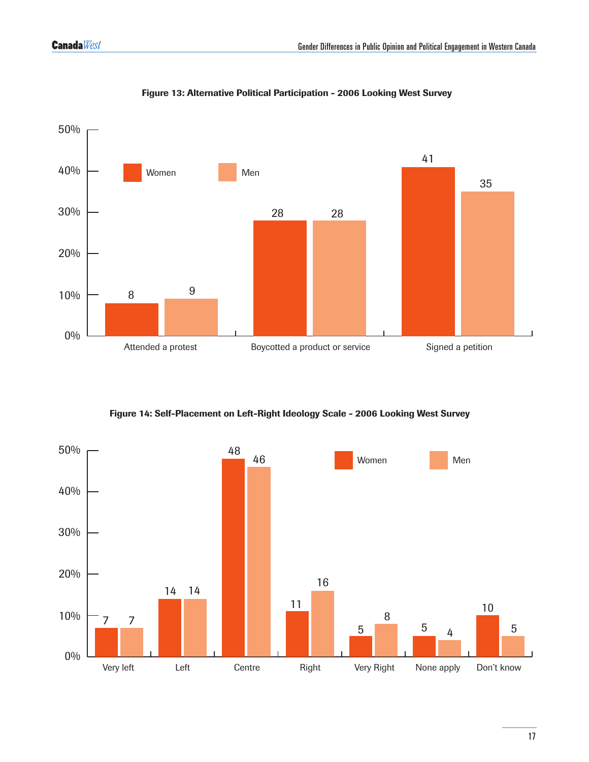**Figure 13: Alternative Political Participation - 2006 Looking West Survey**

| | Women | Men |
|---|---|---|
| Attended a protest | 8 | 9 |
| Boycotted a product or service | 28 | 28 |
| Signed a petition | 41 | 35 |

**Figure 14: Self-Placement on Left-Right Ideology Scale - 2006 Looking West Survey**

| | Women | Men |
|---|---|---|
| Very left | 7 | 7 |
| Left | 14 | 14 |
| Centre | 48 | 46 |
| Right | 11 | 16 |
| Very Right | 5 | 8 |
| None apply | 5 | 4 |
| Don't know | 10 | 5 |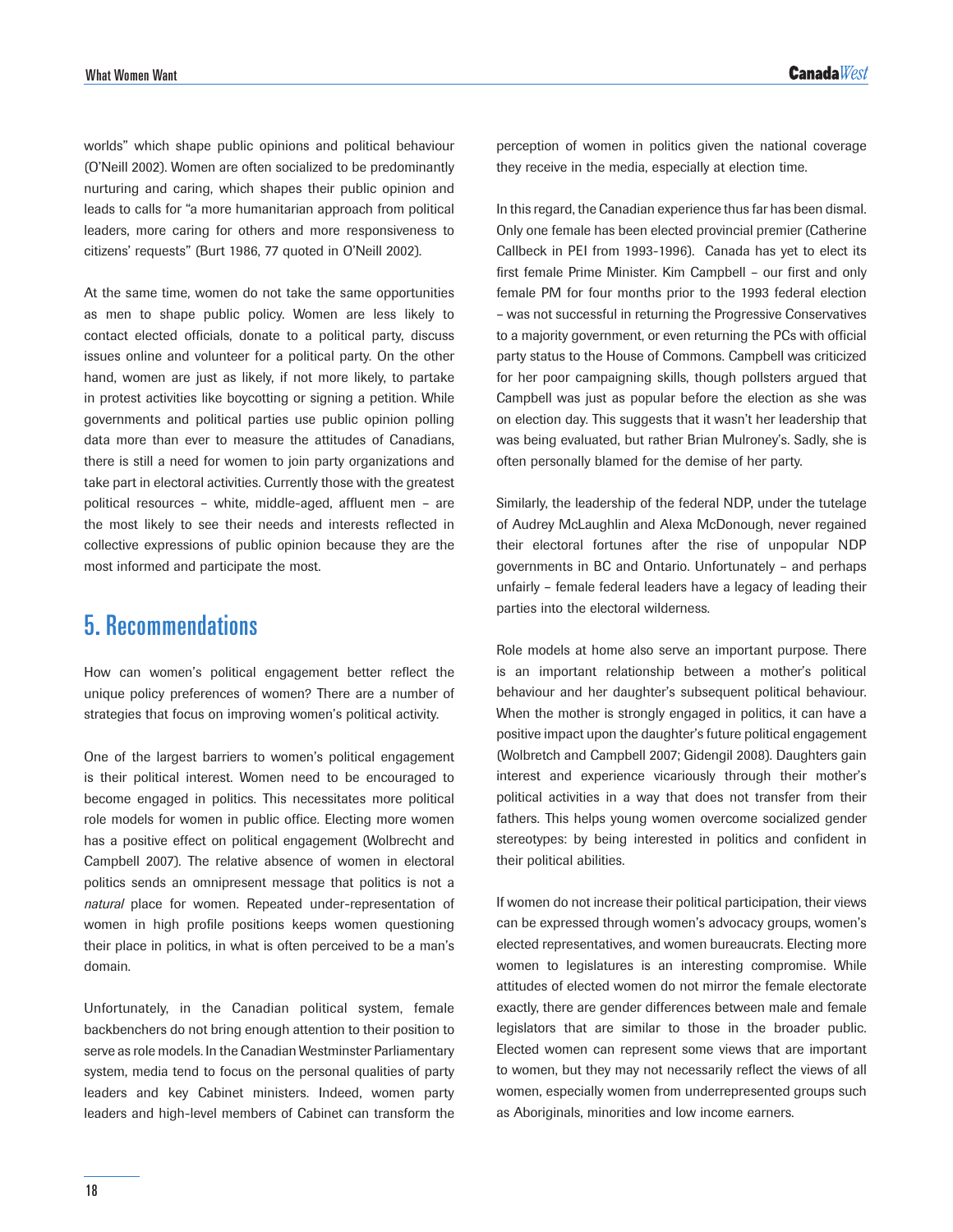worlds" which shape public opinions and political behaviour (O'Neill 2002). Women are often socialized to be predominantly nurturing and caring, which shapes their public opinion and leads to calls for "a more humanitarian approach from political leaders, more caring for others and more responsiveness to citizens' requests" (Burt 1986, 77 quoted in O'Neill 2002).

At the same time, women do not take the same opportunities as men to shape public policy. Women are less likely to contact elected officials, donate to a political party, discuss issues online and volunteer for a political party. On the other hand, women are just as likely, if not more likely, to partake in protest activities like boycotting or signing a petition. While governments and political parties use public opinion polling data more than ever to measure the attitudes of Canadians, there is still a need for women to join party organizations and take part in electoral activities. Currently those with the greatest political resources – white, middle-aged, affluent men – are the most likely to see their needs and interests reflected in collective expressions of public opinion because they are the most informed and participate the most.

## 5. Recommendations

How can women's political engagement better reflect the unique policy preferences of women? There are a number of strategies that focus on improving women's political activity.

One of the largest barriers to women's political engagement is their political interest. Women need to be encouraged to become engaged in politics. This necessitates more political role models for women in public office. Electing more women has a positive effect on political engagement (Wolbrecht and Campbell 2007). The relative absence of women in electoral politics sends an omnipresent message that politics is not a *natural* place for women. Repeated under-representation of women in high profile positions keeps women questioning their place in politics, in what is often perceived to be a man's domain.

Unfortunately, in the Canadian political system, female backbenchers do not bring enough attention to their position to serve as role models. In the Canadian Westminster Parliamentary system, media tend to focus on the personal qualities of party leaders and key Cabinet ministers. Indeed, women party leaders and high-level members of Cabinet can transform the perception of women in politics given the national coverage they receive in the media, especially at election time.

In this regard, the Canadian experience thus far has been dismal. Only one female has been elected provincial premier (Catherine Callbeck in PEI from 1993-1996). Canada has yet to elect its first female Prime Minister. Kim Campbell – our first and only female PM for four months prior to the 1993 federal election – was not successful in returning the Progressive Conservatives to a majority government, or even returning the PCs with official party status to the House of Commons. Campbell was criticized for her poor campaigning skills, though pollsters argued that Campbell was just as popular before the election as she was on election day. This suggests that it wasn't her leadership that was being evaluated, but rather Brian Mulroney's. Sadly, she is often personally blamed for the demise of her party.

Similarly, the leadership of the federal NDP, under the tutelage of Audrey McLaughlin and Alexa McDonough, never regained their electoral fortunes after the rise of unpopular NDP governments in BC and Ontario. Unfortunately – and perhaps unfairly – female federal leaders have a legacy of leading their parties into the electoral wilderness.

Role models at home also serve an important purpose. There is an important relationship between a mother's political behaviour and her daughter's subsequent political behaviour. When the mother is strongly engaged in politics, it can have a positive impact upon the daughter's future political engagement (Wolbretch and Campbell 2007; Gidengil 2008). Daughters gain interest and experience vicariously through their mother's political activities in a way that does not transfer from their fathers. This helps young women overcome socialized gender stereotypes: by being interested in politics and confident in their political abilities.

If women do not increase their political participation, their views can be expressed through women's advocacy groups, women's elected representatives, and women bureaucrats. Electing more women to legislatures is an interesting compromise. While attitudes of elected women do not mirror the female electorate exactly, there are gender differences between male and female legislators that are similar to those in the broader public. Elected women can represent some views that are important to women, but they may not necessarily reflect the views of all women, especially women from underrepresented groups such as Aboriginals, minorities and low income earners.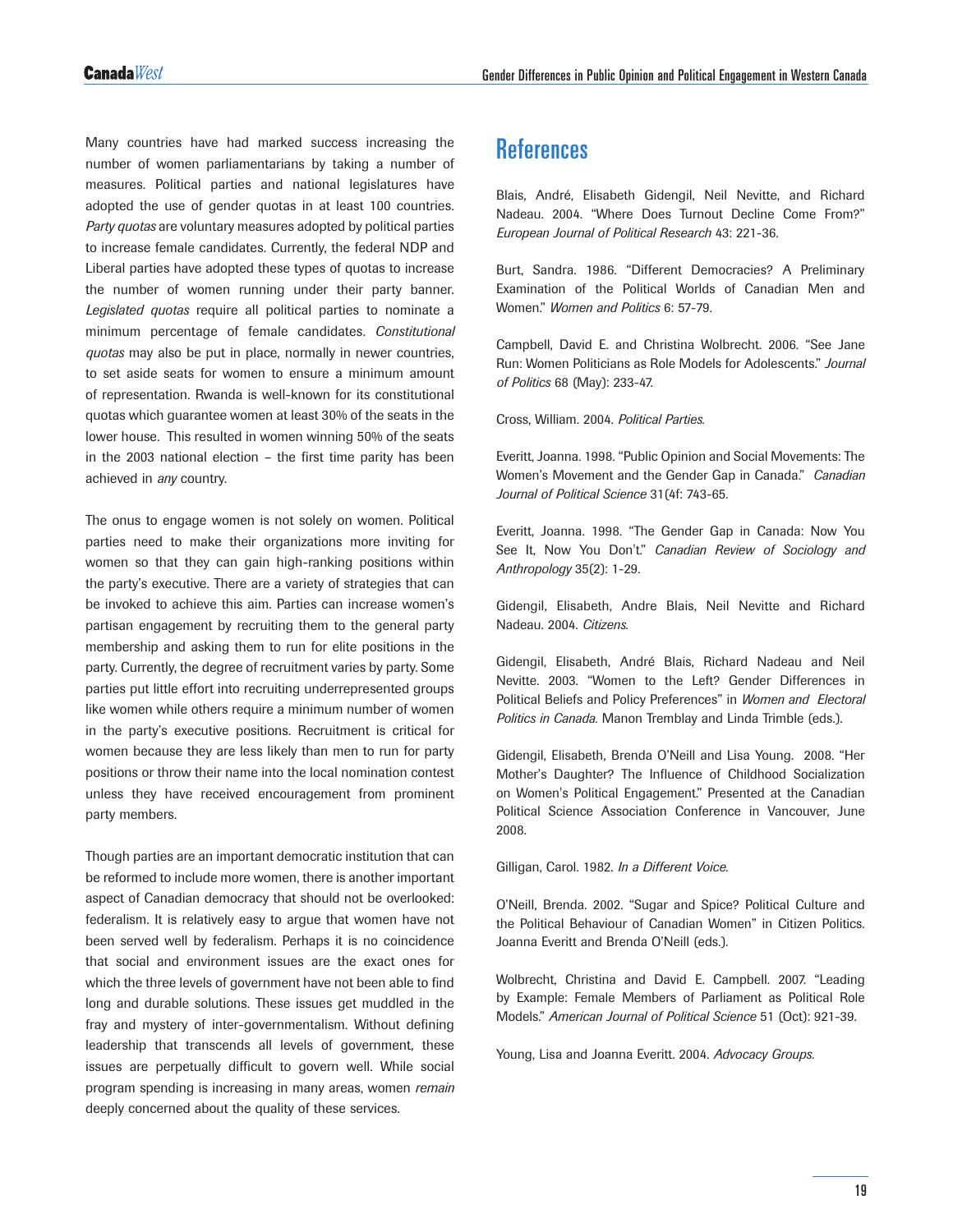Many countries have had marked success increasing the number of women parliamentarians by taking a number of measures. Political parties and national legislatures have adopted the use of gender quotas in at least 100 countries. *Party quotas* are voluntary measures adopted by political parties to increase female candidates. Currently, the federal NDP and Liberal parties have adopted these types of quotas to increase the number of women running under their party banner. *Legislated quotas* require all political parties to nominate a minimum percentage of female candidates. *Constitutional quotas* may also be put in place, normally in newer countries, to set aside seats for women to ensure a minimum amount of representation. Rwanda is well-known for its constitutional quotas which guarantee women at least 30% of the seats in the lower house. This resulted in women winning 50% of the seats in the 2003 national election – the first time parity has been achieved in *any* country.

The onus to engage women is not solely on women. Political parties need to make their organizations more inviting for women so that they can gain high-ranking positions within the party's executive. There are a variety of strategies that can be invoked to achieve this aim. Parties can increase women's partisan engagement by recruiting them to the general party membership and asking them to run for elite positions in the party. Currently, the degree of recruitment varies by party. Some parties put little effort into recruiting underrepresented groups like women while others require a minimum number of women in the party's executive positions. Recruitment is critical for women because they are less likely than men to run for party positions or throw their name into the local nomination contest unless they have received encouragement from prominent party members.

Though parties are an important democratic institution that can be reformed to include more women, there is another important aspect of Canadian democracy that should not be overlooked: federalism. It is relatively easy to argue that women have not been served well by federalism. Perhaps it is no coincidence that social and environment issues are the exact ones for which the three levels of government have not been able to find long and durable solutions. These issues get muddled in the fray and mystery of inter-governmentalism. Without defining leadership that transcends all levels of government, these issues are perpetually difficult to govern well. While social program spending is increasing in many areas, women *remain* deeply concerned about the quality of these services.

# References

Blais, André, Elisabeth Gidengil, Neil Nevitte, and Richard Nadeau. 2004. "Where Does Turnout Decline Come From?" *European Journal of Political Research* 43: 221-36.

Burt, Sandra. 1986. "Different Democracies? A Preliminary Examination of the Political Worlds of Canadian Men and Women." *Women and Politics* 6: 57-79.

Campbell, David E. and Christina Wolbrecht. 2006. "See Jane Run: Women Politicians as Role Models for Adolescents." *Journal of Politics* 68 (May): 233-47.

Cross, William. 2004. *Political Parties.*

Everitt, Joanna. 1998. "Public Opinion and Social Movements: The Women's Movement and the Gender Gap in Canada." *Canadian Journal of Political Science* 31(4f: 743-65.

Everitt, Joanna. 1998. "The Gender Gap in Canada: Now You See It, Now You Don't." *Canadian Review of Sociology and Anthropology* 35(2): 1-29.

Gidengil, Elisabeth, Andre Blais, Neil Nevitte and Richard Nadeau. 2004. *Citizens.*

Gidengil, Elisabeth, André Blais, Richard Nadeau and Neil Nevitte. 2003. "Women to the Left? Gender Differences in Political Beliefs and Policy Preferences" in *Women and Electoral Politics in Canada.* Manon Tremblay and Linda Trimble (eds.).

Gidengil, Elisabeth, Brenda O'Neill and Lisa Young. 2008. "Her Mother's Daughter? The Influence of Childhood Socialization on Women's Political Engagement." Presented at the Canadian Political Science Association Conference in Vancouver, June 2008.

Gilligan, Carol. 1982. *In a Different Voice.*

O'Neill, Brenda. 2002. "Sugar and Spice? Political Culture and the Political Behaviour of Canadian Women" in Citizen Politics. Joanna Everitt and Brenda O'Neill (eds.).

Wolbrecht, Christina and David E. Campbell. 2007. "Leading by Example: Female Members of Parliament as Political Role Models." *American Journal of Political Science* 51 (Oct): 921-39.

Young, Lisa and Joanna Everitt. 2004. *Advocacy Groups.*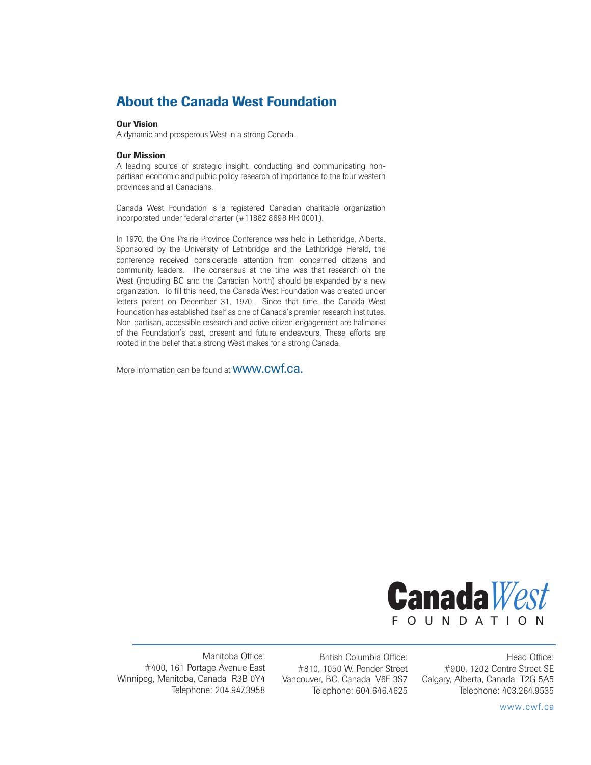## About the Canada West Foundation

**Our Vision**
A dynamic and prosperous West in a strong Canada.

**Our Mission**
A leading source of strategic insight, conducting and communicating non-partisan economic and public policy research of importance to the four western provinces and all Canadians.

Canada West Foundation is a registered Canadian charitable organization incorporated under federal charter (#11882 8698 RR 0001).

In 1970, the One Prairie Province Conference was held in Lethbridge, Alberta. Sponsored by the University of Lethbridge and the Lethbridge Herald, the conference received considerable attention from concerned citizens and community leaders. The consensus at the time was that research on the West (including BC and the Canadian North) should be expanded by a new organization. To fill this need, the Canada West Foundation was created under letters patent on December 31, 1970. Since that time, the Canada West Foundation has established itself as one of Canada's premier research institutes. Non-partisan, accessible research and active citizen engagement are hallmarks of the Foundation's past, present and future endeavours. These efforts are rooted in the belief that a strong West makes for a strong Canada.

More information can be found at www.cwf.ca.

Canada *West* FOUNDATION

Manitoba Office:
#400, 161 Portage Avenue East
Winnipeg, Manitoba, Canada R3B 0Y4
Telephone: 204.947.3958

British Columbia Office:
#810, 1050 W. Pender Street
Vancouver, BC, Canada V6E 3S7
Telephone: 604.646.4625

Head Office:
#900, 1202 Centre Street SE
Calgary, Alberta, Canada T2G 5A5
Telephone: 403.264.9535

www.cwf.ca